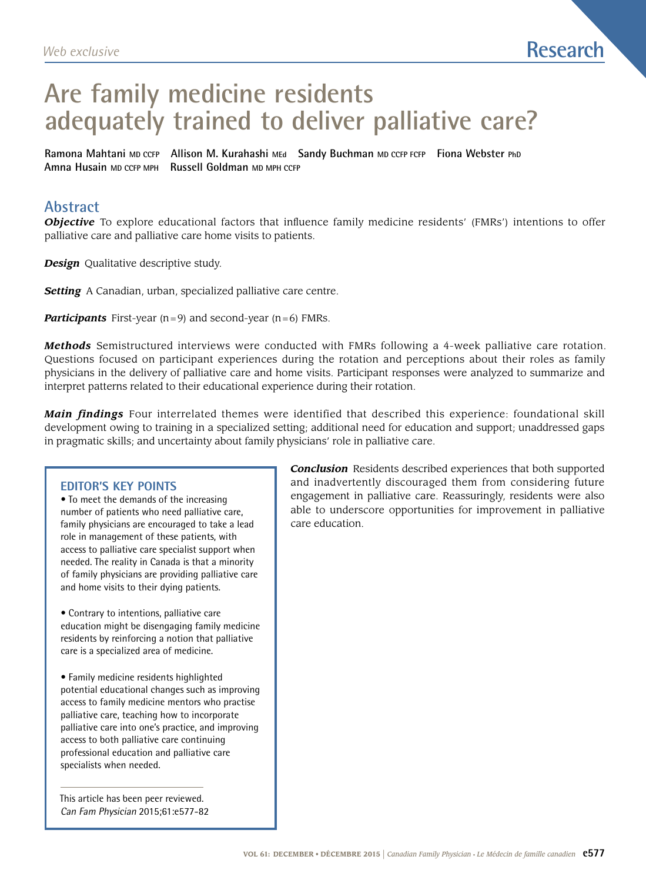Web exclusive

Research

# Are family medicine residents adequately trained to deliver palliative care?

**Ramona Mahtani** MD CCFP **Allison M. Kurahashi** MEd **Sandy Buchman** MD CCFP FCFP **Fiona Webster** PhD **Amna Husain** MD CCFP MPH **Russell Goldman** MD MPH CCFP

## Abstract

***Objective*** To explore educational factors that influence family medicine residents' (FMRs') intentions to offer palliative care and palliative care home visits to patients.

***Design*** Qualitative descriptive study.

***Setting*** A Canadian, urban, specialized palliative care centre.

***Participants*** First-year (n=9) and second-year (n=6) FMRs.

***Methods*** Semistructured interviews were conducted with FMRs following a 4-week palliative care rotation. Questions focused on participant experiences during the rotation and perceptions about their roles as family physicians in the delivery of palliative care and home visits. Participant responses were analyzed to summarize and interpret patterns related to their educational experience during their rotation.

***Main findings*** Four interrelated themes were identified that described this experience: foundational skill development owing to training in a specialized setting; additional need for education and support; unaddressed gaps in pragmatic skills; and uncertainty about family physicians' role in palliative care.

***Conclusion*** Residents described experiences that both supported and inadvertently discouraged them from considering future engagement in palliative care. Reassuringly, residents were also able to underscore opportunities for improvement in palliative care education.

### EDITOR'S KEY POINTS

- To meet the demands of the increasing number of patients who need palliative care, family physicians are encouraged to take a lead role in management of these patients, with access to palliative care specialist support when needed. The reality in Canada is that a minority of family physicians are providing palliative care and home visits to their dying patients.

- Contrary to intentions, palliative care education might be disengaging family medicine residents by reinforcing a notion that palliative care is a specialized area of medicine.

- Family medicine residents highlighted potential educational changes such as improving access to family medicine mentors who practise palliative care, teaching how to incorporate palliative care into one's practice, and improving access to both palliative care continuing professional education and palliative care specialists when needed.

This article has been peer reviewed.
*Can Fam Physician* 2015;61:e577-82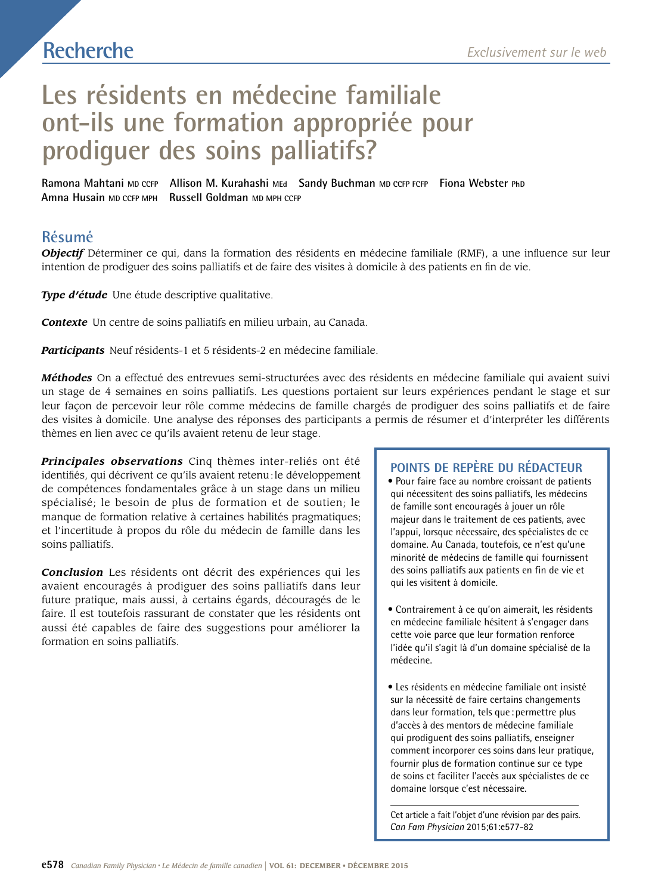Recherche

Exclusivement sur le web

# Les résidents en médecine familiale ont-ils une formation appropriée pour prodiguer des soins palliatifs?

**Ramona Mahtani** MD CCFP **Allison M. Kurahashi** MEd **Sandy Buchman** MD CCFP FCFP **Fiona Webster** PhD **Amna Husain** MD CCFP MPH **Russell Goldman** MD MPH CCFP

## Résumé

***Objectif*** Déterminer ce qui, dans la formation des résidents en médecine familiale (RMF), a une influence sur leur intention de prodiguer des soins palliatifs et de faire des visites à domicile à des patients en fin de vie.

***Type d'étude*** Une étude descriptive qualitative.

***Contexte*** Un centre de soins palliatifs en milieu urbain, au Canada.

***Participants*** Neuf résidents-1 et 5 résidents-2 en médecine familiale.

***Méthodes*** On a effectué des entrevues semi-structurées avec des résidents en médecine familiale qui avaient suivi un stage de 4 semaines en soins palliatifs. Les questions portaient sur leurs expériences pendant le stage et sur leur façon de percevoir leur rôle comme médecins de famille chargés de prodiguer des soins palliatifs et de faire des visites à domicile. Une analyse des réponses des participants a permis de résumer et d'interpréter les différents thèmes en lien avec ce qu'ils avaient retenu de leur stage.

***Principales observations*** Cinq thèmes inter-reliés ont été identifiés, qui décrivent ce qu'ils avaient retenu : le développement de compétences fondamentales grâce à un stage dans un milieu spécialisé; le besoin de plus de formation et de soutien; le manque de formation relative à certaines habilités pragmatiques; et l'incertitude à propos du rôle du médecin de famille dans les soins palliatifs.

***Conclusion*** Les résidents ont décrit des expériences qui les avaient encouragés à prodiguer des soins palliatifs dans leur future pratique, mais aussi, à certains égards, découragés de le faire. Il est toutefois rassurant de constater que les résidents ont aussi été capables de faire des suggestions pour améliorer la formation en soins palliatifs.

### POINTS DE REPÈRE DU RÉDACTEUR

- Pour faire face au nombre croissant de patients qui nécessitent des soins palliatifs, les médecins de famille sont encouragés à jouer un rôle majeur dans le traitement de ces patients, avec l'appui, lorsque nécessaire, des spécialistes de ce domaine. Au Canada, toutefois, ce n'est qu'une minorité de médecins de famille qui fournissent des soins palliatifs aux patients en fin de vie et qui les visitent à domicile.

- Contrairement à ce qu'on aimerait, les résidents en médecine familiale hésitent à s'engager dans cette voie parce que leur formation renforce l'idée qu'il s'agit là d'un domaine spécialisé de la médecine.

- Les résidents en médecine familiale ont insisté sur la nécessité de faire certains changements dans leur formation, tels que : permettre plus d'accès à des mentors de médecine familiale qui prodiguent des soins palliatifs, enseigner comment incorporer ces soins dans leur pratique, fournir plus de formation continue sur ce type de soins et faciliter l'accès aux spécialistes de ce domaine lorsque c'est nécessaire.

Cet article a fait l'objet d'une révision par des pairs.
*Can Fam Physician* 2015;61:e577-82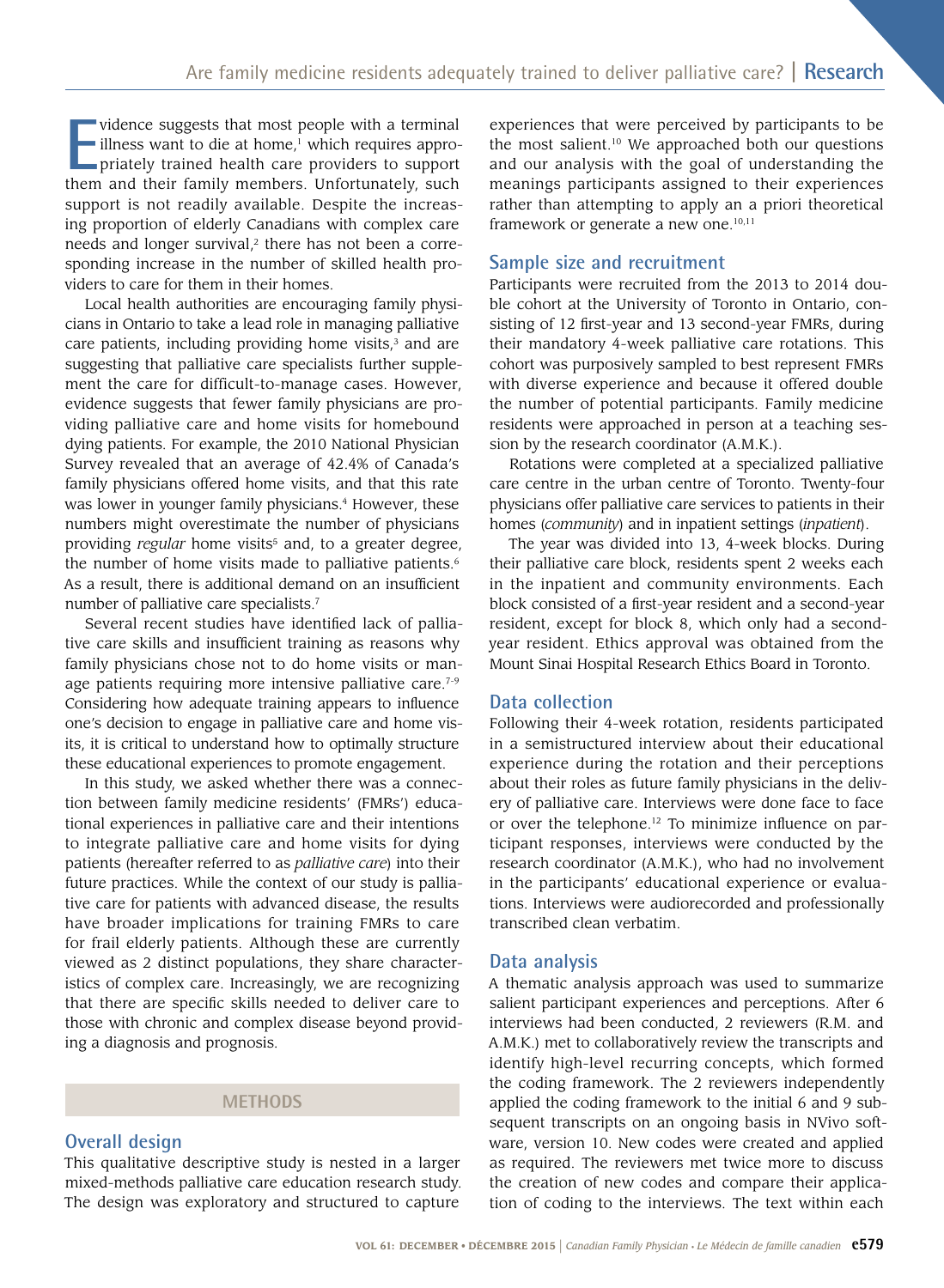Evidence suggests that most people with a terminal illness want to die at home,[1] which requires appropriately trained health care providers to support them and their family members. Unfortunately, such support is not readily available. Despite the increasing proportion of elderly Canadians with complex care needs and longer survival,[2] there has not been a corresponding increase in the number of skilled health providers to care for them in their homes.

Local health authorities are encouraging family physicians in Ontario to take a lead role in managing palliative care patients, including providing home visits,[3] and are suggesting that palliative care specialists further supplement the care for difficult-to-manage cases. However, evidence suggests that fewer family physicians are providing palliative care and home visits for homebound dying patients. For example, the 2010 National Physician Survey revealed that an average of 42.4% of Canada's family physicians offered home visits, and that this rate was lower in younger family physicians.[4] However, these numbers might overestimate the number of physicians providing *regular* home visits[5] and, to a greater degree, the number of home visits made to palliative patients.[6] As a result, there is additional demand on an insufficient number of palliative care specialists.[7]

Several recent studies have identified lack of palliative care skills and insufficient training as reasons why family physicians chose not to do home visits or manage patients requiring more intensive palliative care.[7-9] Considering how adequate training appears to influence one's decision to engage in palliative care and home visits, it is critical to understand how to optimally structure these educational experiences to promote engagement.

In this study, we asked whether there was a connection between family medicine residents' (FMRs') educational experiences in palliative care and their intentions to integrate palliative care and home visits for dying patients (hereafter referred to as *palliative care*) into their future practices. While the context of our study is palliative care for patients with advanced disease, the results have broader implications for training FMRs to care for frail elderly patients. Although these are currently viewed as 2 distinct populations, they share characteristics of complex care. Increasingly, we are recognizing that there are specific skills needed to deliver care to those with chronic and complex disease beyond providing a diagnosis and prognosis.

## METHODS

### Overall design

This qualitative descriptive study is nested in a larger mixed-methods palliative care education research study. The design was exploratory and structured to capture experiences that were perceived by participants to be the most salient.[10] We approached both our questions and our analysis with the goal of understanding the meanings participants assigned to their experiences rather than attempting to apply an a priori theoretical framework or generate a new one.[10,11]

### Sample size and recruitment

Participants were recruited from the 2013 to 2014 double cohort at the University of Toronto in Ontario, consisting of 12 first-year and 13 second-year FMRs, during their mandatory 4-week palliative care rotations. This cohort was purposively sampled to best represent FMRs with diverse experience and because it offered double the number of potential participants. Family medicine residents were approached in person at a teaching session by the research coordinator (A.M.K.).

Rotations were completed at a specialized palliative care centre in the urban centre of Toronto. Twenty-four physicians offer palliative care services to patients in their homes (*community*) and in inpatient settings (*inpatient*).

The year was divided into 13, 4-week blocks. During their palliative care block, residents spent 2 weeks each in the inpatient and community environments. Each block consisted of a first-year resident and a second-year resident, except for block 8, which only had a second-year resident. Ethics approval was obtained from the Mount Sinai Hospital Research Ethics Board in Toronto.

### Data collection

Following their 4-week rotation, residents participated in a semistructured interview about their educational experience during the rotation and their perceptions about their roles as future family physicians in the delivery of palliative care. Interviews were done face to face or over the telephone.[12] To minimize influence on participant responses, interviews were conducted by the research coordinator (A.M.K.), who had no involvement in the participants' educational experience or evaluations. Interviews were audiorecorded and professionally transcribed clean verbatim.

### Data analysis

A thematic analysis approach was used to summarize salient participant experiences and perceptions. After 6 interviews had been conducted, 2 reviewers (R.M. and A.M.K.) met to collaboratively review the transcripts and identify high-level recurring concepts, which formed the coding framework. The 2 reviewers independently applied the coding framework to the initial 6 and 9 subsequent transcripts on an ongoing basis in NVivo software, version 10. New codes were created and applied as required. The reviewers met twice more to discuss the creation of new codes and compare their application of coding to the interviews. The text within each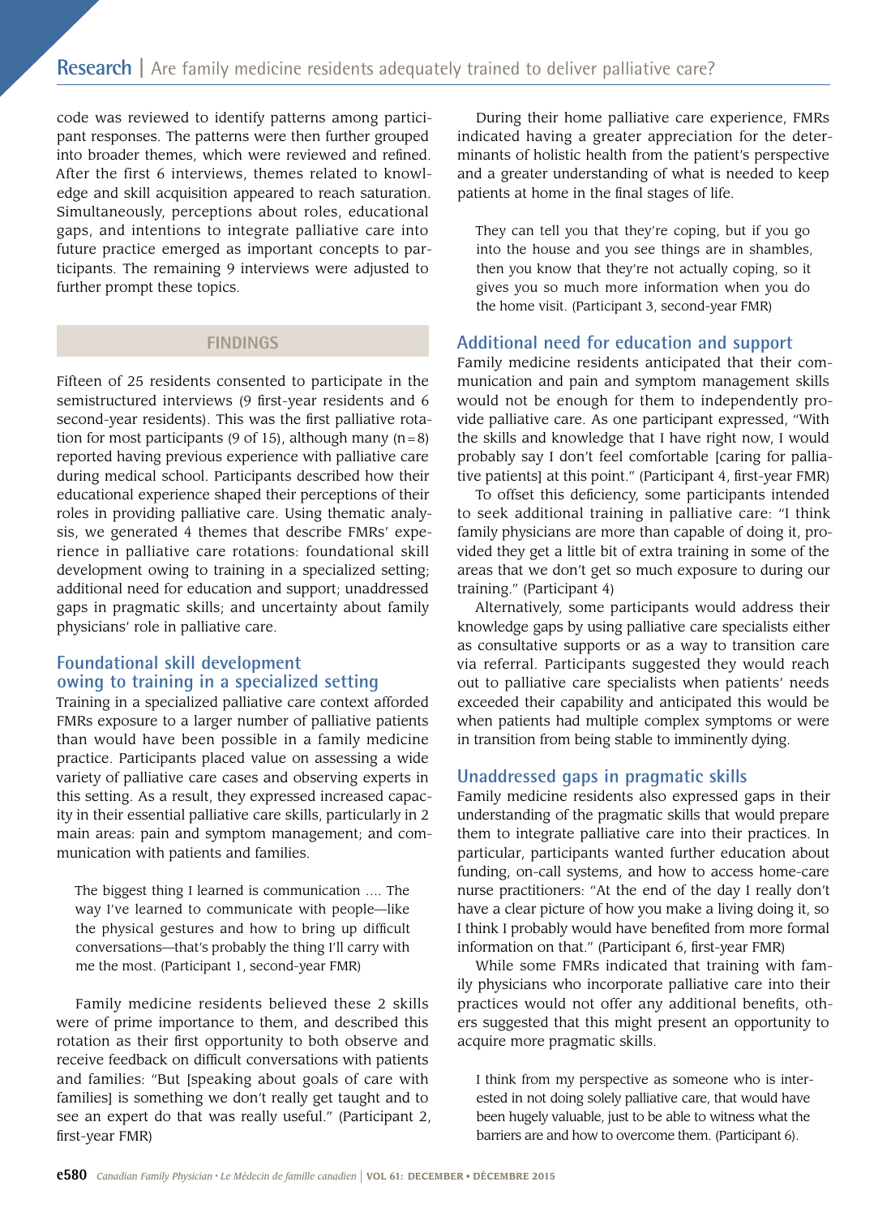code was reviewed to identify patterns among participant responses. The patterns were then further grouped into broader themes, which were reviewed and refined. After the first 6 interviews, themes related to knowledge and skill acquisition appeared to reach saturation. Simultaneously, perceptions about roles, educational gaps, and intentions to integrate palliative care into future practice emerged as important concepts to participants. The remaining 9 interviews were adjusted to further prompt these topics.

## FINDINGS

Fifteen of 25 residents consented to participate in the semistructured interviews (9 first-year residents and 6 second-year residents). This was the first palliative rotation for most participants (9 of 15), although many (n=8) reported having previous experience with palliative care during medical school. Participants described how their educational experience shaped their perceptions of their roles in providing palliative care. Using thematic analysis, we generated 4 themes that describe FMRs' experience in palliative care rotations: foundational skill development owing to training in a specialized setting; additional need for education and support; unaddressed gaps in pragmatic skills; and uncertainty about family physicians' role in palliative care.

### Foundational skill development owing to training in a specialized setting

Training in a specialized palliative care context afforded FMRs exposure to a larger number of palliative patients than would have been possible in a family medicine practice. Participants placed value on assessing a wide variety of palliative care cases and observing experts in this setting. As a result, they expressed increased capacity in their essential palliative care skills, particularly in 2 main areas: pain and symptom management; and communication with patients and families.

> The biggest thing I learned is communication .... The way I've learned to communicate with people—like the physical gestures and how to bring up difficult conversations—that's probably the thing I'll carry with me the most. (Participant 1, second-year FMR)

Family medicine residents believed these 2 skills were of prime importance to them, and described this rotation as their first opportunity to both observe and receive feedback on difficult conversations with patients and families: "But [speaking about goals of care with families] is something we don't really get taught and to see an expert do that was really useful." (Participant 2, first-year FMR)

During their home palliative care experience, FMRs indicated having a greater appreciation for the determinants of holistic health from the patient's perspective and a greater understanding of what is needed to keep patients at home in the final stages of life.

> They can tell you that they're coping, but if you go into the house and you see things are in shambles, then you know that they're not actually coping, so it gives you so much more information when you do the home visit. (Participant 3, second-year FMR)

### Additional need for education and support

Family medicine residents anticipated that their communication and pain and symptom management skills would not be enough for them to independently provide palliative care. As one participant expressed, "With the skills and knowledge that I have right now, I would probably say I don't feel comfortable [caring for palliative patients] at this point." (Participant 4, first-year FMR)

To offset this deficiency, some participants intended to seek additional training in palliative care: "I think family physicians are more than capable of doing it, provided they get a little bit of extra training in some of the areas that we don't get so much exposure to during our training." (Participant 4)

Alternatively, some participants would address their knowledge gaps by using palliative care specialists either as consultative supports or as a way to transition care via referral. Participants suggested they would reach out to palliative care specialists when patients' needs exceeded their capability and anticipated this would be when patients had multiple complex symptoms or were in transition from being stable to imminently dying.

### Unaddressed gaps in pragmatic skills

Family medicine residents also expressed gaps in their understanding of the pragmatic skills that would prepare them to integrate palliative care into their practices. In particular, participants wanted further education about funding, on-call systems, and how to access home-care nurse practitioners: "At the end of the day I really don't have a clear picture of how you make a living doing it, so I think I probably would have benefited from more formal information on that." (Participant 6, first-year FMR)

While some FMRs indicated that training with family physicians who incorporate palliative care into their practices would not offer any additional benefits, others suggested that this might present an opportunity to acquire more pragmatic skills.

> I think from my perspective as someone who is interested in not doing solely palliative care, that would have been hugely valuable, just to be able to witness what the barriers are and how to overcome them. (Participant 6).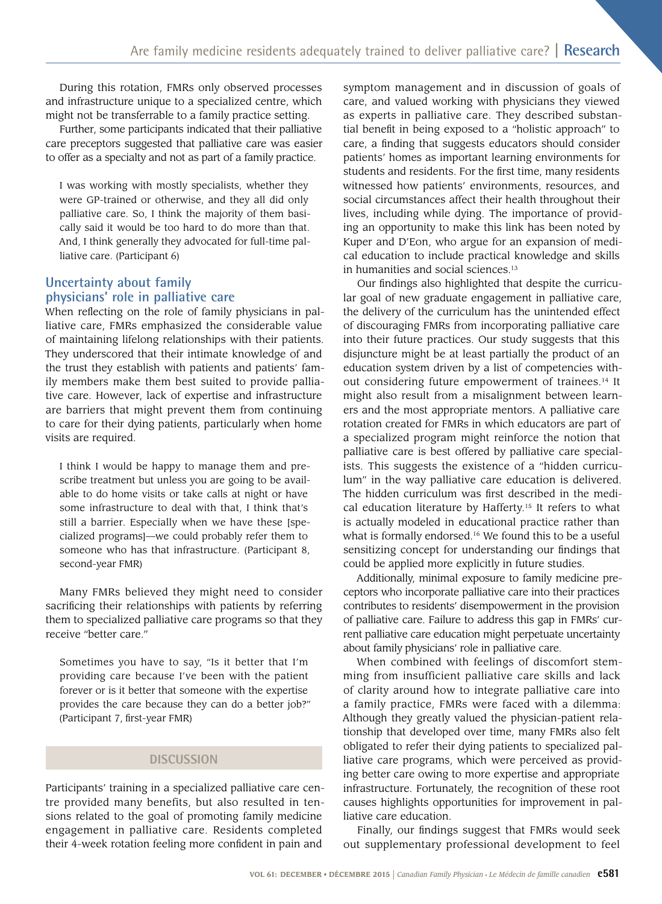During this rotation, FMRs only observed processes and infrastructure unique to a specialized centre, which might not be transferrable to a family practice setting.

Further, some participants indicated that their palliative care preceptors suggested that palliative care was easier to offer as a specialty and not as part of a family practice.

> I was working with mostly specialists, whether they were GP-trained or otherwise, and they all did only palliative care. So, I think the majority of them basically said it would be too hard to do more than that. And, I think generally they advocated for full-time palliative care. (Participant 6)

### Uncertainty about family physicians' role in palliative care

When reflecting on the role of family physicians in palliative care, FMRs emphasized the considerable value of maintaining lifelong relationships with their patients. They underscored that their intimate knowledge of and the trust they establish with patients and patients' family members make them best suited to provide palliative care. However, lack of expertise and infrastructure are barriers that might prevent them from continuing to care for their dying patients, particularly when home visits are required.

> I think I would be happy to manage them and prescribe treatment but unless you are going to be available to do home visits or take calls at night or have some infrastructure to deal with that, I think that's still a barrier. Especially when we have these [specialized programs]—we could probably refer them to someone who has that infrastructure. (Participant 8, second-year FMR)

Many FMRs believed they might need to consider sacrificing their relationships with patients by referring them to specialized palliative care programs so that they receive "better care."

> Sometimes you have to say, "Is it better that I'm providing care because I've been with the patient forever or is it better that someone with the expertise provides the care because they can do a better job?" (Participant 7, first-year FMR)

## DISCUSSION

Participants' training in a specialized palliative care centre provided many benefits, but also resulted in tensions related to the goal of promoting family medicine engagement in palliative care. Residents completed their 4-week rotation feeling more confident in pain and symptom management and in discussion of goals of care, and valued working with physicians they viewed as experts in palliative care. They described substantial benefit in being exposed to a "holistic approach" to care, a finding that suggests educators should consider patients' homes as important learning environments for students and residents. For the first time, many residents witnessed how patients' environments, resources, and social circumstances affect their health throughout their lives, including while dying. The importance of providing an opportunity to make this link has been noted by Kuper and D'Eon, who argue for an expansion of medical education to include practical knowledge and skills in humanities and social sciences.[13]

Our findings also highlighted that despite the curricular goal of new graduate engagement in palliative care, the delivery of the curriculum has the unintended effect of discouraging FMRs from incorporating palliative care into their future practices. Our study suggests that this disjuncture might be at least partially the product of an education system driven by a list of competencies without considering future empowerment of trainees.[14] It might also result from a misalignment between learners and the most appropriate mentors. A palliative care rotation created for FMRs in which educators are part of a specialized program might reinforce the notion that palliative care is best offered by palliative care specialists. This suggests the existence of a "hidden curriculum" in the way palliative care education is delivered. The hidden curriculum was first described in the medical education literature by Hafferty.[15] It refers to what is actually modeled in educational practice rather than what is formally endorsed.[16] We found this to be a useful sensitizing concept for understanding our findings that could be applied more explicitly in future studies.

Additionally, minimal exposure to family medicine preceptors who incorporate palliative care into their practices contributes to residents' disempowerment in the provision of palliative care. Failure to address this gap in FMRs' current palliative care education might perpetuate uncertainty about family physicians' role in palliative care.

When combined with feelings of discomfort stemming from insufficient palliative care skills and lack of clarity around how to integrate palliative care into a family practice, FMRs were faced with a dilemma: Although they greatly valued the physician-patient relationship that developed over time, many FMRs also felt obligated to refer their dying patients to specialized palliative care programs, which were perceived as providing better care owing to more expertise and appropriate infrastructure. Fortunately, the recognition of these root causes highlights opportunities for improvement in palliative care education.

Finally, our findings suggest that FMRs would seek out supplementary professional development to feel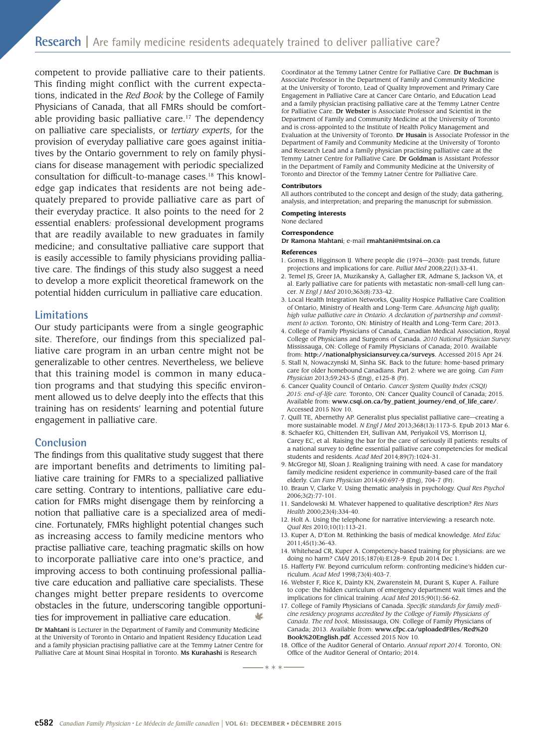competent to provide palliative care to their patients. This finding might conflict with the current expectations, indicated in the *Red Book* by the College of Family Physicians of Canada, that all FMRs should be comfortable providing basic palliative care.[17] The dependency on palliative care specialists, or *tertiary experts*, for the provision of everyday palliative care goes against initiatives by the Ontario government to rely on family physicians for disease management with periodic specialized consultation for difficult-to-manage cases.[18] This knowledge gap indicates that residents are not being adequately prepared to provide palliative care as part of their everyday practice. It also points to the need for 2 essential enablers: professional development programs that are readily available to new graduates in family medicine; and consultative palliative care support that is easily accessible to family physicians providing palliative care. The findings of this study also suggest a need to develop a more explicit theoretical framework on the potential hidden curriculum in palliative care education.

## Limitations

Our study participants were from a single geographic site. Therefore, our findings from this specialized palliative care program in an urban centre might not be generalizable to other centres. Nevertheless, we believe that this training model is common in many education programs and that studying this specific environment allowed us to delve deeply into the effects that this training has on residents' learning and potential future engagement in palliative care.

## Conclusion

The findings from this qualitative study suggest that there are important benefits and detriments to limiting palliative care training for FMRs to a specialized palliative care setting. Contrary to intentions, palliative care education for FMRs might disengage them by reinforcing a notion that palliative care is a specialized area of medicine. Fortunately, FMRs highlight potential changes such as increasing access to family medicine mentors who practise palliative care, teaching pragmatic skills on how to incorporate palliative care into one's practice, and improving access to both continuing professional palliative care education and palliative care specialists. These changes might better prepare residents to overcome obstacles in the future, underscoring tangible opportunities for improvement in palliative care education.

**Dr Mahtani** is Lecturer in the Department of Family and Community Medicine at the University of Toronto in Ontario and Inpatient Residency Education Lead and a family physician practising palliative care at the Temmy Latner Centre for Palliative Care at Mount Sinai Hospital in Toronto. **Ms Kurahashi** is Research Coordinator at the Temmy Latner Centre for Palliative Care. **Dr Buchman** is Associate Professor in the Department of Family and Community Medicine at the University of Toronto, Lead of Quality Improvement and Primary Care Engagement in Palliative Care at Cancer Care Ontario, and Education Lead and a family physician practising palliative care at the Temmy Latner Centre for Palliative Care. **Dr Webster** is Associate Professor and Scientist in the Department of Family and Community Medicine at the University of Toronto and is cross-appointed to the Institute of Health Policy Management and Evaluation at the University of Toronto. **Dr Husain** is Associate Professor in the Department of Family and Community Medicine at the University of Toronto and Research Lead and a family physician practising palliative care at the Temmy Latner Centre for Palliative Care. **Dr Goldman** is Assistant Professor in the Department of Family and Community Medicine at the University of Toronto and Director of the Temmy Latner Centre for Palliative Care.

#### Contributors

All authors contributed to the concept and design of the study; data gathering, analysis, and interpretation; and preparing the manuscript for submission.

#### Competing interests

None declared

#### Correspondence

**Dr Ramona Mahtani**; e-mail **rmahtani@mtsinai.on.ca**

#### References

1. Gomes B, Higginson IJ. Where people die (1974—2030): past trends, future projections and implications for care. *Palliat Med* 2008;22(1):33-41.
2. Temel JS, Greer JA, Muzikansky A, Gallagher ER, Admane S, Jackson VA, et al. Early palliative care for patients with metastatic non-small-cell lung cancer. *N Engl J Med* 2010;363(8):733-42.
3. Local Health Integration Networks, Quality Hospice Palliative Care Coalition of Ontario, Ministry of Health and Long-Term Care. *Advancing high quality, high value palliative care in Ontario. A declaration of partnership and commitment to action.* Toronto, ON: Ministry of Health and Long-Term Care; 2013.
4. College of Family Physicians of Canada, Canadian Medical Association, Royal College of Physicians and Surgeons of Canada. *2010 National Physician Survey.* Mississauga, ON: College of Family Physicians of Canada; 2010. Available from: **http://nationalphysiciansurvey.ca/surveys**. Accessed 2015 Apr 24.
5. Stall N, Nowaczynski M, Sinha SK. Back to the future: home-based primary care for older homebound Canadians. Part 2: where we are going. *Can Fam Physician* 2013;59:243-5 (Eng), e125-8 (Fr).
6. Cancer Quality Council of Ontario. *Cancer System Quality Index (CSQI) 2015: end-of-life care.* Toronto, ON: Cancer Quality Council of Canada; 2015. Available from: **www.csqi.on.ca/by_patient_journey/end_of_life_care/**. Accessed 2015 Nov 10.
7. Quill TE, Abernethy AP. Generalist plus specialist palliative care—creating a more sustainable model. *N Engl J Med* 2013;368(13):1173-5. Epub 2013 Mar 6.
8. Schaefer KG, Chittenden EH, Sullivan AM, Periyakoil VS, Morrison LJ, Carey EC, et al. Raising the bar for the care of seriously ill patients: results of a national survey to define essential palliative care competencies for medical students and residents. *Acad Med* 2014;89(7):1024-31.
9. McGregor MJ, Sloan J. Realigning training with need. A case for mandatory family medicine resident experience in community-based care of the frail elderly. *Can Fam Physician* 2014;60:697-9 (Eng), 704-7 (Fr).
10. Braun V, Clarke V. Using thematic analysis in psychology. *Qual Res Psychol* 2006;3(2):77-101.
11. Sandelowski M. Whatever happened to qualitative description? *Res Nurs Health* 2000;23(4):334-40.
12. Holt A. Using the telephone for narrative interviewing: a research note. *Qual Res* 2010;10(1):113-21.
13. Kuper A, D'Eon M. Rethinking the basis of medical knowledge. *Med Educ* 2011;45(1):36-43.
14. Whitehead CR, Kuper A. Competency-based training for physicians: are we doing no harm? *CMAJ* 2015;187(4):E128-9. Epub 2014 Dec 1.
15. Hafferty FW. Beyond curriculum reform: confronting medicine's hidden curriculum. *Acad Med* 1998;73(4):403-7.
16. Webster F, Rice K, Dainty KN, Zwarenstein M, Durant S, Kuper A. Failure to cope: the hidden curriculum of emergency department wait times and the implications for clinical training. *Acad Med* 2015;90(1):56-62.
17. College of Family Physicians of Canada. *Specific standards for family medicine residency programs accredited by the College of Family Physicians of Canada. The red book.* Mississauga, ON: College of Family Physicians of Canada; 2013. Available from: **www.cfpc.ca/uploadedFiles/Red%20Book%20English.pdf**. Accessed 2015 Nov 10.
18. Office of the Auditor General of Ontario. *Annual report 2014.* Toronto, ON: Office of the Auditor General of Ontario; 2014.